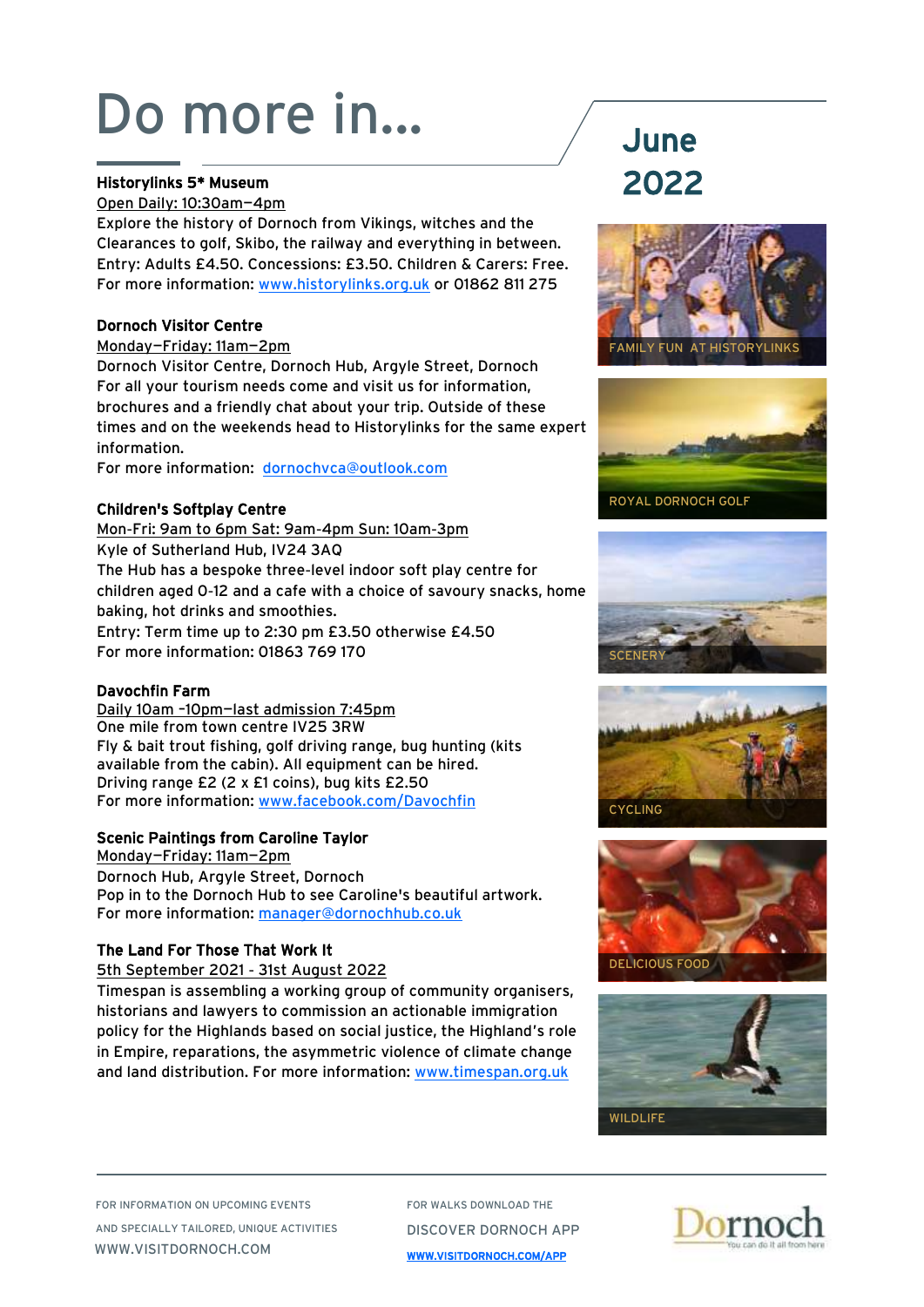# Do more in...

## June 2022

**Historylinks 5* Museum**

Open Daily: 10:30am–4pm

Explore the history of Dornoch from Vikings, witches and the Clearances to golf, Skibo, the railway and everything in between.
Entry: Adults £4.50. Concessions: £3.50. Children & Carers: Free.
For more information: www.historylinks.org.uk or 01862 811 275

**Dornoch Visitor Centre**

Monday–Friday: 11am–2pm

Dornoch Visitor Centre, Dornoch Hub, Argyle Street, Dornoch
For all your tourism needs come and visit us for information, brochures and a friendly chat about your trip. Outside of these times and on the weekends head to Historylinks for the same expert information.
For more information: dornochvca@outlook.com

**Children's Softplay Centre**

Mon-Fri: 9am to 6pm Sat: 9am-4pm Sun: 10am-3pm

Kyle of Sutherland Hub, IV24 3AQ
The Hub has a bespoke three-level indoor soft play centre for children aged 0-12 and a cafe with a choice of savoury snacks, home baking, hot drinks and smoothies.
Entry: Term time up to 2:30 pm £3.50 otherwise £4.50
For more information: 01863 769 170

**Davochfin Farm**

Daily 10am -10pm–last admission 7:45pm

One mile from town centre IV25 3RW
Fly & bait trout fishing, golf driving range, bug hunting (kits available from the cabin). All equipment can be hired.
Driving range £2 (2 x £1 coins), bug kits £2.50
For more information: www.facebook.com/Davochfin

**Scenic Paintings from Caroline Taylor**

Monday–Friday: 11am–2pm

Dornoch Hub, Argyle Street, Dornoch
Pop in to the Dornoch Hub to see Caroline's beautiful artwork.
For more information: manager@dornochhub.co.uk

**The Land For Those That Work It**

5th September 2021 - 31st August 2022

Timespan is assembling a working group of community organisers, historians and lawyers to commission an actionable immigration policy for the Highlands based on social justice, the Highland's role in Empire, reparations, the asymmetric violence of climate change and land distribution. For more information: www.timespan.org.uk

FAMILY FUN AT HISTORYLINKS

ROYAL DORNOCH GOLF

SCENERY

CYCLING

DELICIOUS FOOD

WILDLIFE

FOR INFORMATION ON UPCOMING EVENTS AND SPECIALLY TAILORED, UNIQUE ACTIVITIES
WWW.VISITDORNOCH.COM

FOR WALKS DOWNLOAD THE DISCOVER DORNOCH APP
WWW.VISITDORNOCH.COM/APP

Dornoch – You can do it all from here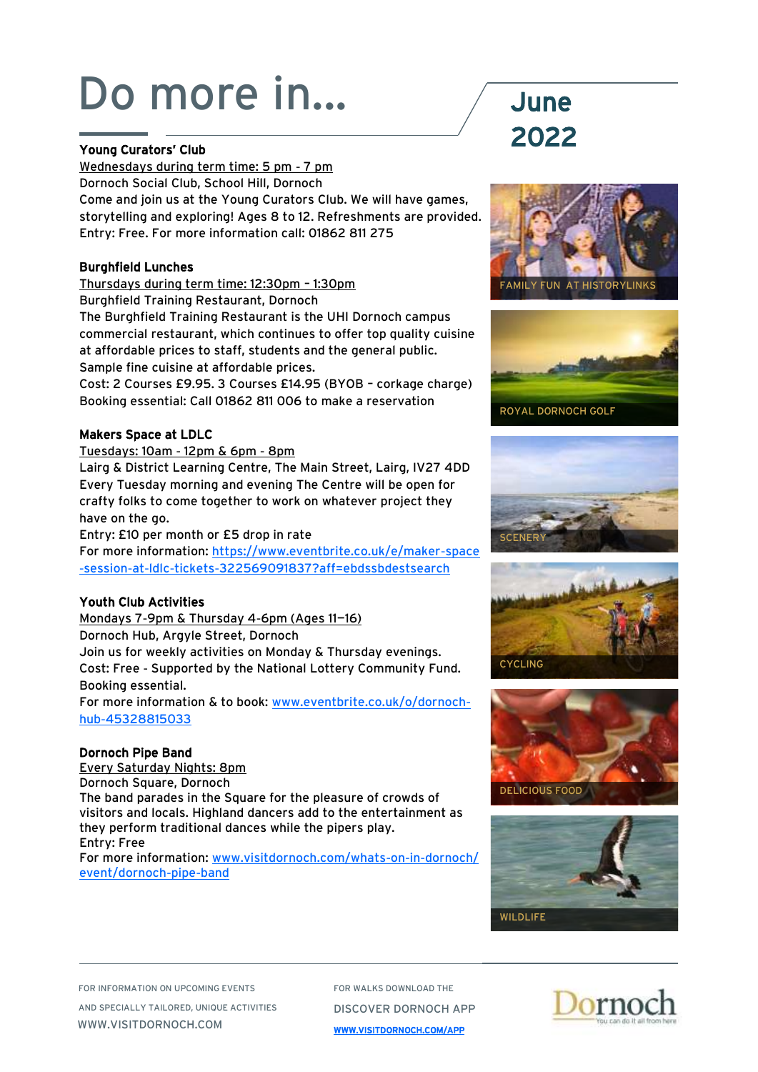# Do more in...

## June 2022

**Young Curators' Club**

Wednesdays during term time: 5 pm - 7 pm
Dornoch Social Club, School Hill, Dornoch
Come and join us at the Young Curators Club. We will have games, storytelling and exploring! Ages 8 to 12. Refreshments are provided.
Entry: Free. For more information call: 01862 811 275

**Burghfield Lunches**

Thursdays during term time: 12:30pm – 1:30pm
Burghfield Training Restaurant, Dornoch
The Burghfield Training Restaurant is the UHI Dornoch campus commercial restaurant, which continues to offer top quality cuisine at affordable prices to staff, students and the general public.
Sample fine cuisine at affordable prices.
Cost: 2 Courses £9.95. 3 Courses £14.95 (BYOB – corkage charge)
Booking essential: Call 01862 811 006 to make a reservation

**Makers Space at LDLC**

Tuesdays: 10am - 12pm & 6pm - 8pm
Lairg & District Learning Centre, The Main Street, Lairg, IV27 4DD
Every Tuesday morning and evening The Centre will be open for crafty folks to come together to work on whatever project they have on the go.
Entry: £10 per month or £5 drop in rate
For more information: https://www.eventbrite.co.uk/e/maker-space-session-at-ldlc-tickets-322569091837?aff=ebdssbdestsearch

**Youth Club Activities**

Mondays 7-9pm & Thursday 4-6pm (Ages 11–16)
Dornoch Hub, Argyle Street, Dornoch
Join us for weekly activities on Monday & Thursday evenings.
Cost: Free - Supported by the National Lottery Community Fund.
Booking essential.
For more information & to book: www.eventbrite.co.uk/o/dornoch-hub-45328815033

**Dornoch Pipe Band**

Every Saturday Nights: 8pm
Dornoch Square, Dornoch
The band parades in the Square for the pleasure of crowds of visitors and locals. Highland dancers add to the entertainment as they perform traditional dances while the pipers play.
Entry: Free
For more information: www.visitdornoch.com/whats-on-in-dornoch/event/dornoch-pipe-band

FAMILY FUN AT HISTORYLINKS

ROYAL DORNOCH GOLF

SCENERY

CYCLING

DELICIOUS FOOD

WILDLIFE

FOR INFORMATION ON UPCOMING EVENTS AND SPECIALLY TAILORED, UNIQUE ACTIVITIES
WWW.VISITDORNOCH.COM

FOR WALKS DOWNLOAD THE
DISCOVER DORNOCH APP
WWW.VISITDORNOCH.COM/APP

Dornoch
You can do it all from here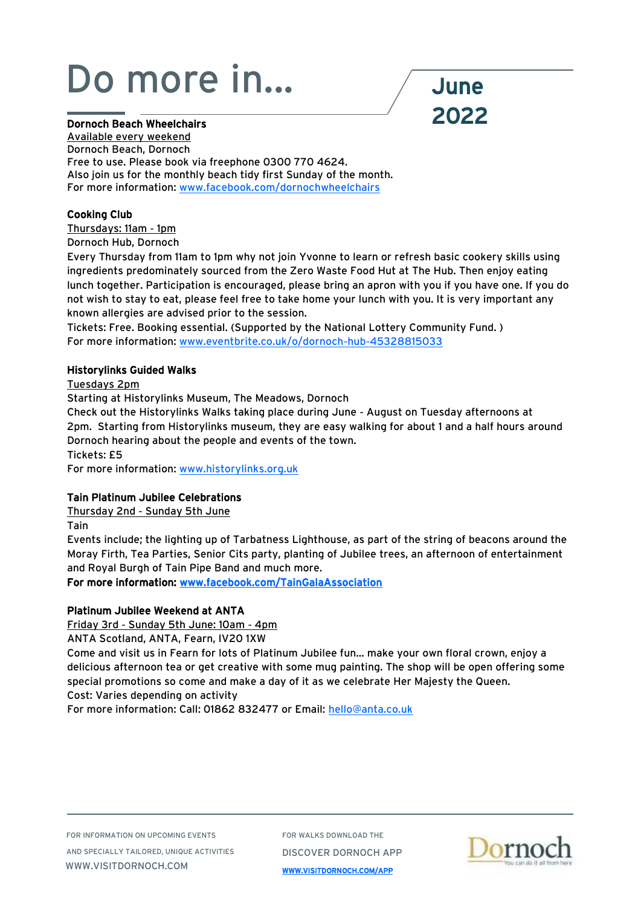# Do more in...

## June 2022

**Dornoch Beach Wheelchairs**

Available every weekend

Dornoch Beach, Dornoch

Free to use. Please book via freephone 0300 770 4624.

Also join us for the monthly beach tidy first Sunday of the month.

For more information: www.facebook.com/dornochwheelchairs

**Cooking Club**

Thursdays: 11am - 1pm

Dornoch Hub, Dornoch

Every Thursday from 11am to 1pm why not join Yvonne to learn or refresh basic cookery skills using ingredients predominately sourced from the Zero Waste Food Hut at The Hub. Then enjoy eating lunch together. Participation is encouraged, please bring an apron with you if you have one. If you do not wish to stay to eat, please feel free to take home your lunch with you. It is very important any known allergies are advised prior to the session.

Tickets: Free. Booking essential. (Supported by the National Lottery Community Fund. )

For more information: www.eventbrite.co.uk/o/dornoch-hub-45328815033

**Historylinks Guided Walks**

Tuesdays 2pm

Starting at Historylinks Museum, The Meadows, Dornoch

Check out the Historylinks Walks taking place during June - August on Tuesday afternoons at 2pm. Starting from Historylinks museum, they are easy walking for about 1 and a half hours around Dornoch hearing about the people and events of the town.

Tickets: £5

For more information: www.historylinks.org.uk

**Tain Platinum Jubilee Celebrations**

Thursday 2nd - Sunday 5th June

Tain

Events include; the lighting up of Tarbatness Lighthouse, as part of the string of beacons around the Moray Firth, Tea Parties, Senior Cits party, planting of Jubilee trees, an afternoon of entertainment and Royal Burgh of Tain Pipe Band and much more.

**For more information: www.facebook.com/TainGalaAssociation**

**Platinum Jubilee Weekend at ANTA**

Friday 3rd - Sunday 5th June: 10am - 4pm

ANTA Scotland, ANTA, Fearn, IV20 1XW

Come and visit us in Fearn for lots of Platinum Jubilee fun... make your own floral crown, enjoy a delicious afternoon tea or get creative with some mug painting. The shop will be open offering some special promotions so come and make a day of it as we celebrate Her Majesty the Queen.

Cost: Varies depending on activity

For more information: Call: 01862 832477 or Email: hello@anta.co.uk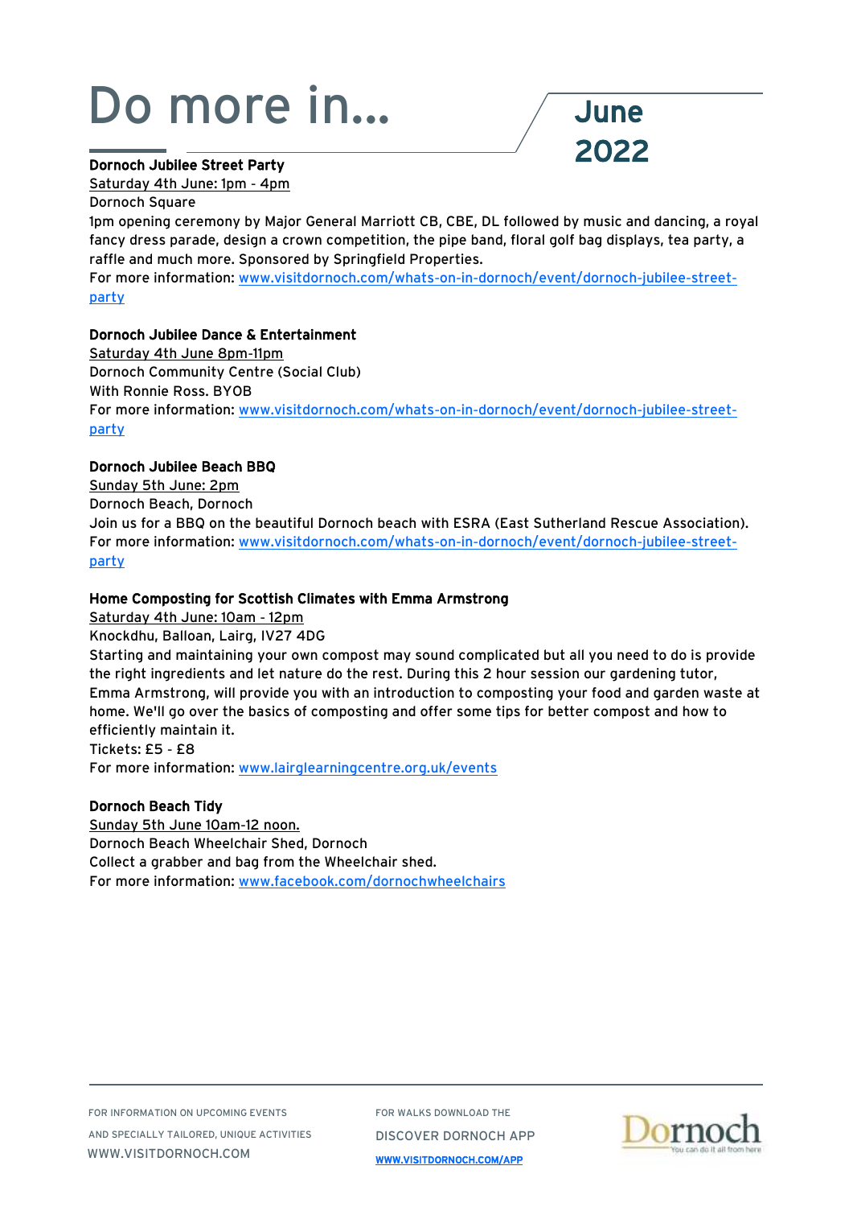# Do more in...

## June 2022

**Dornoch Jubilee Street Party**

Saturday 4th June: 1pm - 4pm

Dornoch Square

1pm opening ceremony by Major General Marriott CB, CBE, DL followed by music and dancing, a royal fancy dress parade, design a crown competition, the pipe band, floral golf bag displays, tea party, a raffle and much more. Sponsored by Springfield Properties.

For more information: www.visitdornoch.com/whats-on-in-dornoch/event/dornoch-jubilee-street-party

**Dornoch Jubilee Dance & Entertainment**

Saturday 4th June 8pm-11pm

Dornoch Community Centre (Social Club)

With Ronnie Ross. BYOB

For more information: www.visitdornoch.com/whats-on-in-dornoch/event/dornoch-jubilee-street-party

**Dornoch Jubilee Beach BBQ**

Sunday 5th June: 2pm

Dornoch Beach, Dornoch

Join us for a BBQ on the beautiful Dornoch beach with ESRA (East Sutherland Rescue Association).

For more information: www.visitdornoch.com/whats-on-in-dornoch/event/dornoch-jubilee-street-party

**Home Composting for Scottish Climates with Emma Armstrong**

Saturday 4th June: 10am - 12pm

Knockdhu, Balloan, Lairg, IV27 4DG

Starting and maintaining your own compost may sound complicated but all you need to do is provide the right ingredients and let nature do the rest. During this 2 hour session our gardening tutor, Emma Armstrong, will provide you with an introduction to composting your food and garden waste at home. We'll go over the basics of composting and offer some tips for better compost and how to efficiently maintain it.

Tickets: £5 - £8

For more information: www.lairglearningcentre.org.uk/events

**Dornoch Beach Tidy**

Sunday 5th June 10am-12 noon.

Dornoch Beach Wheelchair Shed, Dornoch

Collect a grabber and bag from the Wheelchair shed.

For more information: www.facebook.com/dornochwheelchairs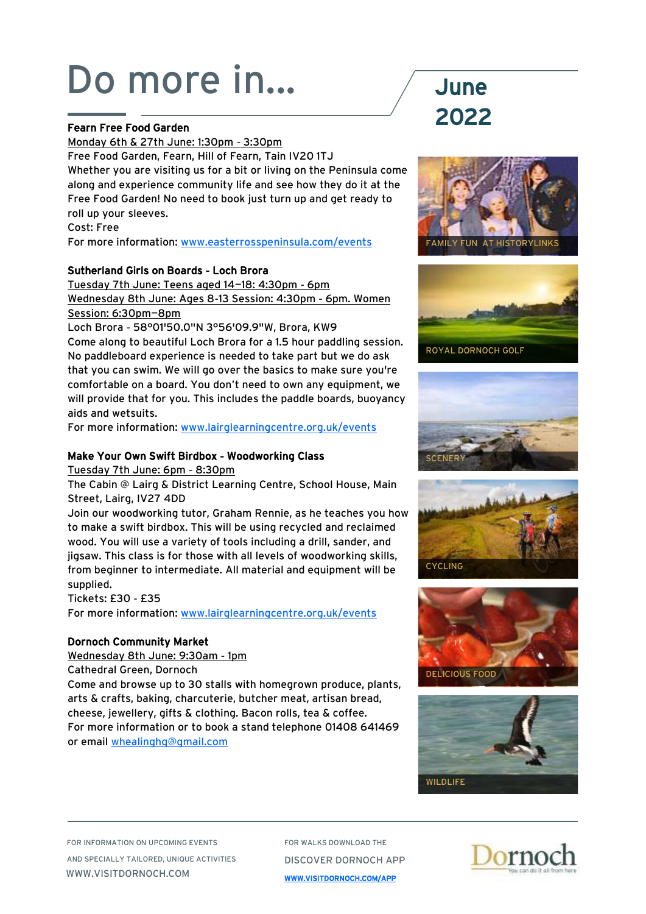# Do more in...

## June 2022

**Fearn Free Food Garden**
Monday 6th & 27th June: 1:30pm - 3:30pm
Free Food Garden, Fearn, Hill of Fearn, Tain IV20 1TJ
Whether you are visiting us for a bit or living on the Peninsula come along and experience community life and see how they do it at the Free Food Garden! No need to book just turn up and get ready to roll up your sleeves.
Cost: Free
For more information: www.easterrosspeninsula.com/events

**Sutherland Girls on Boards - Loch Brora**
Tuesday 7th June: Teens aged 14–18: 4:30pm - 6pm
Wednesday 8th June: Ages 8-13 Session: 4:30pm - 6pm. Women Session: 6:30pm–8pm
Loch Brora - 58°01'50.0"N 3°56'09.9"W, Brora, KW9
Come along to beautiful Loch Brora for a 1.5 hour paddling session. No paddleboard experience is needed to take part but we do ask that you can swim. We will go over the basics to make sure you're comfortable on a board. You don't need to own any equipment, we will provide that for you. This includes the paddle boards, buoyancy aids and wetsuits.
For more information: www.lairglearningcentre.org.uk/events

**Make Your Own Swift Birdbox - Woodworking Class**
Tuesday 7th June: 6pm - 8:30pm
The Cabin @ Lairg & District Learning Centre, School House, Main Street, Lairg, IV27 4DD
Join our woodworking tutor, Graham Rennie, as he teaches you how to make a swift birdbox. This will be using recycled and reclaimed wood. You will use a variety of tools including a drill, sander, and jigsaw. This class is for those with all levels of woodworking skills, from beginner to intermediate. All material and equipment will be supplied.
Tickets: £30 - £35
For more information: www.lairglearningcentre.org.uk/events

**Dornoch Community Market**
Wednesday 8th June: 9:30am - 1pm
Cathedral Green, Dornoch
Come and browse up to 30 stalls with homegrown produce, plants, arts & crafts, baking, charcuterie, butcher meat, artisan bread, cheese, jewellery, gifts & clothing. Bacon rolls, tea & coffee.
For more information or to book a stand telephone 01408 641469 or email whealinghq@gmail.com

FAMILY FUN AT HISTORYLINKS

ROYAL DORNOCH GOLF

SCENERY

CYCLING

DELICIOUS FOOD

WILDLIFE

FOR INFORMATION ON UPCOMING EVENTS AND SPECIALLY TAILORED, UNIQUE ACTIVITIES
WWW.VISITDORNOCH.COM

FOR WALKS DOWNLOAD THE DISCOVER DORNOCH APP
WWW.VISITDORNOCH.COM/APP

Dornoch
You can do it all from here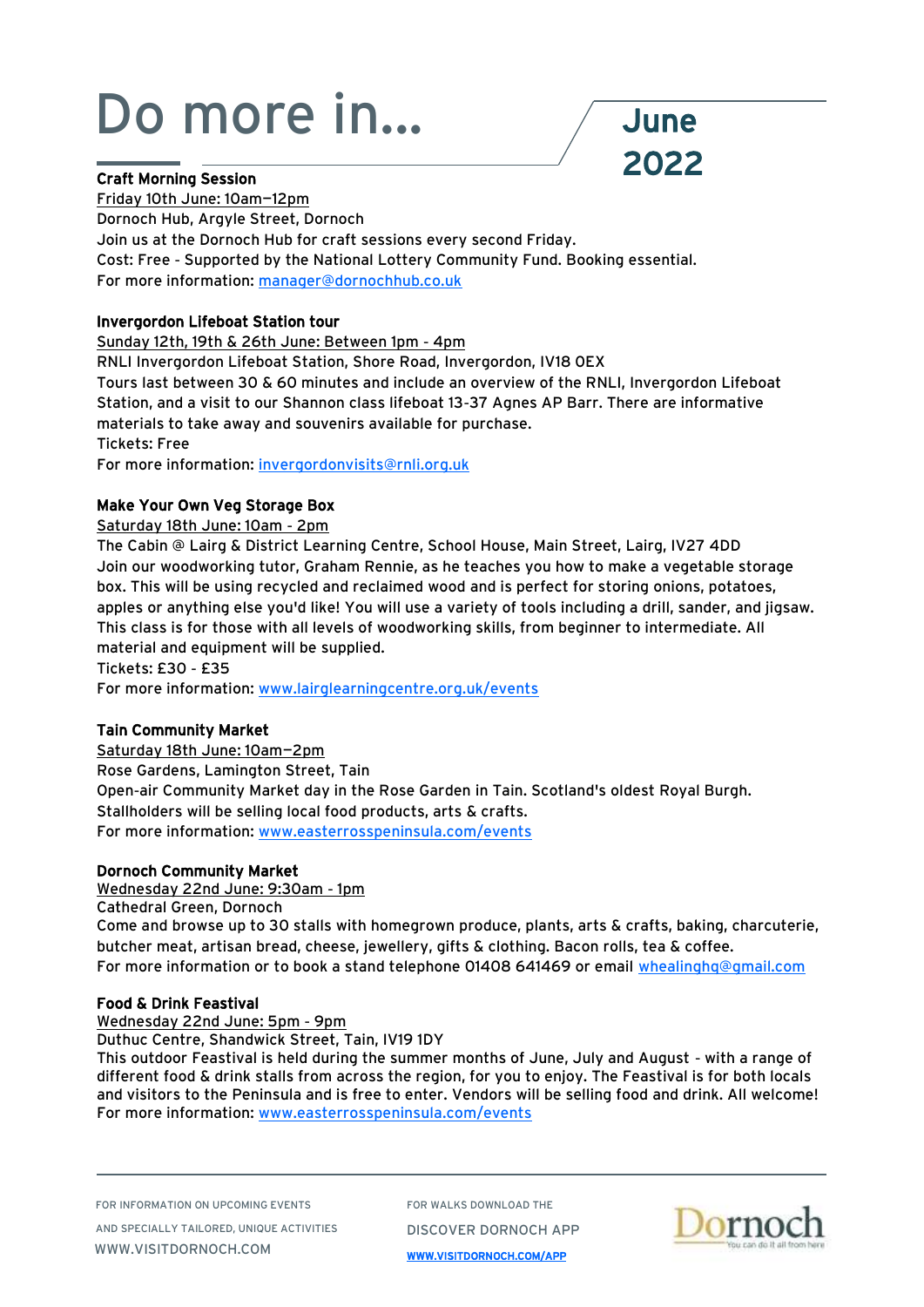# Do more in... June 2022

### Craft Morning Session

Friday 10th June: 10am–12pm
Dornoch Hub, Argyle Street, Dornoch
Join us at the Dornoch Hub for craft sessions every second Friday.
Cost: Free - Supported by the National Lottery Community Fund. Booking essential.
For more information: manager@dornochhub.co.uk

### Invergordon Lifeboat Station tour

Sunday 12th, 19th & 26th June: Between 1pm - 4pm
RNLI Invergordon Lifeboat Station, Shore Road, Invergordon, IV18 0EX
Tours last between 30 & 60 minutes and include an overview of the RNLI, Invergordon Lifeboat Station, and a visit to our Shannon class lifeboat 13-37 Agnes AP Barr. There are informative materials to take away and souvenirs available for purchase.
Tickets: Free
For more information: invergordonvisits@rnli.org.uk

### Make Your Own Veg Storage Box

Saturday 18th June: 10am - 2pm
The Cabin @ Lairg & District Learning Centre, School House, Main Street, Lairg, IV27 4DD
Join our woodworking tutor, Graham Rennie, as he teaches you how to make a vegetable storage box. This will be using recycled and reclaimed wood and is perfect for storing onions, potatoes, apples or anything else you'd like! You will use a variety of tools including a drill, sander, and jigsaw. This class is for those with all levels of woodworking skills, from beginner to intermediate. All material and equipment will be supplied.
Tickets: £30 - £35
For more information: www.lairglearningcentre.org.uk/events

### Tain Community Market

Saturday 18th June: 10am–2pm
Rose Gardens, Lamington Street, Tain
Open-air Community Market day in the Rose Garden in Tain. Scotland's oldest Royal Burgh. Stallholders will be selling local food products, arts & crafts.
For more information: www.easterrosspeninsula.com/events

### Dornoch Community Market

Wednesday 22nd June: 9:30am - 1pm
Cathedral Green, Dornoch
Come and browse up to 30 stalls with homegrown produce, plants, arts & crafts, baking, charcuterie, butcher meat, artisan bread, cheese, jewellery, gifts & clothing. Bacon rolls, tea & coffee.
For more information or to book a stand telephone 01408 641469 or email whealinghq@gmail.com

### Food & Drink Feastival

Wednesday 22nd June: 5pm - 9pm
Duthuc Centre, Shandwick Street, Tain, IV19 1DY
This outdoor Feastival is held during the summer months of June, July and August - with a range of different food & drink stalls from across the region, for you to enjoy. The Feastival is for both locals and visitors to the Peninsula and is free to enter. Vendors will be selling food and drink. All welcome!
For more information: www.easterrosspeninsula.com/events

FOR INFORMATION ON UPCOMING EVENTS AND SPECIALLY TAILORED, UNIQUE ACTIVITIES WWW.VISITDORNOCH.COM

FOR WALKS DOWNLOAD THE DISCOVER DORNOCH APP WWW.VISITDORNOCH.COM/APP

Dornoch — You can do it all from here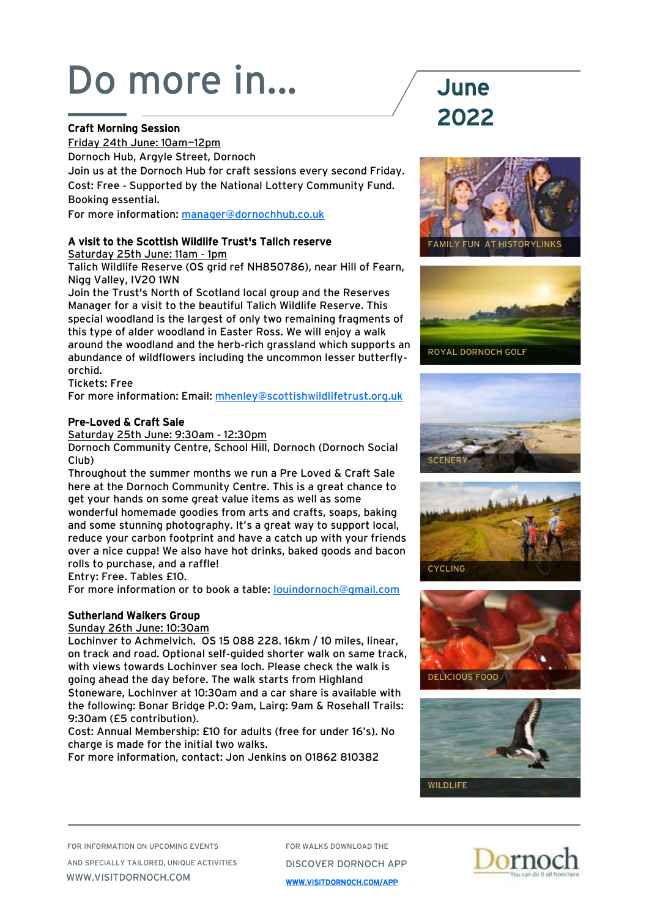# Do more in...

## June 2022

**Craft Morning Session**
Friday 24th June: 10am–12pm
Dornoch Hub, Argyle Street, Dornoch
Join us at the Dornoch Hub for craft sessions every second Friday.
Cost: Free - Supported by the National Lottery Community Fund.
Booking essential.
For more information: manager@dornochhub.co.uk

**A visit to the Scottish Wildlife Trust's Talich reserve**
Saturday 25th June: 11am - 1pm
Talich Wildlife Reserve (OS grid ref NH850786), near Hill of Fearn, Nigg Valley, IV20 1WN
Join the Trust's North of Scotland local group and the Reserves Manager for a visit to the beautiful Talich Wildlife Reserve. This special woodland is the largest of only two remaining fragments of this type of alder woodland in Easter Ross. We will enjoy a walk around the woodland and the herb-rich grassland which supports an abundance of wildflowers including the uncommon lesser butterfly-orchid.
Tickets: Free
For more information: Email: mhenley@scottishwildlifetrust.org.uk

**Pre-Loved & Craft Sale**
Saturday 25th June: 9:30am - 12:30pm
Dornoch Community Centre, School Hill, Dornoch (Dornoch Social Club)
Throughout the summer months we run a Pre Loved & Craft Sale here at the Dornoch Community Centre. This is a great chance to get your hands on some great value items as well as some wonderful homemade goodies from arts and crafts, soaps, baking and some stunning photography. It's a great way to support local, reduce your carbon footprint and have a catch up with your friends over a nice cuppa! We also have hot drinks, baked goods and bacon rolls to purchase, and a raffle!
Entry: Free. Tables £10.
For more information or to book a table: louindornoch@gmail.com

**Sutherland Walkers Group**
Sunday 26th June: 10:30am
Lochinver to Achmelvich. OS 15 088 228. 16km / 10 miles, linear, on track and road. Optional self-guided shorter walk on same track, with views towards Lochinver sea loch. Please check the walk is going ahead the day before. The walk starts from Highland Stoneware, Lochinver at 10:30am and a car share is available with the following: Bonar Bridge P.O: 9am, Lairg: 9am & Rosehall Trails: 9:30am (£5 contribution).
Cost: Annual Membership: £10 for adults (free for under 16's). No charge is made for the initial two walks.
For more information, contact: Jon Jenkins on 01862 810382

FAMILY FUN AT HISTORYLINKS

ROYAL DORNOCH GOLF

SCENERY

CYCLING

DELICIOUS FOOD

WILDLIFE

FOR INFORMATION ON UPCOMING EVENTS AND SPECIALLY TAILORED, UNIQUE ACTIVITIES
WWW.VISITDORNOCH.COM

FOR WALKS DOWNLOAD THE
DISCOVER DORNOCH APP
WWW.VISITDORNOCH.COM/APP

Dornoch
You can do it all from here